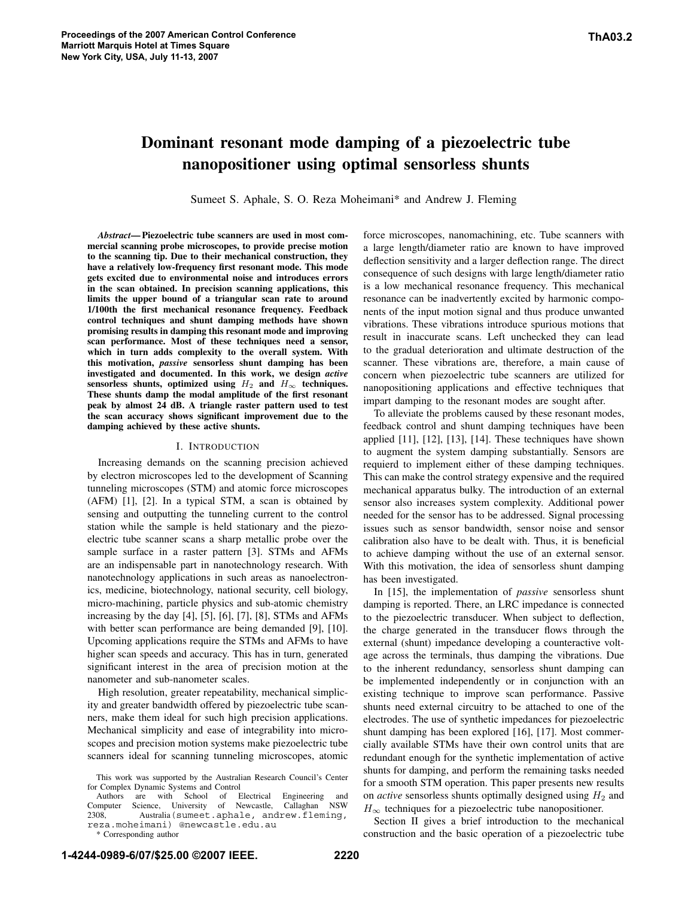# Dominant resonant mode damping of a piezoelectric tube nanopositioner using optimal sensorless shunts

Sumeet S. Aphale, S. O. Reza Moheimani* and Andrew J. Fleming

***Abstract*— Piezoelectric tube scanners are used in most commercial scanning probe microscopes, to provide precise motion to the scanning tip. Due to their mechanical construction, they have a relatively low-frequency first resonant mode. This mode gets excited due to environmental noise and introduces errors in the scan obtained. In precision scanning applications, this limits the upper bound of a triangular scan rate to around 1/100th the first mechanical resonance frequency. Feedback control techniques and shunt damping methods have shown promising results in damping this resonant mode and improving scan performance. Most of these techniques need a sensor, which in turn adds complexity to the overall system. With this motivation, *passive* sensorless shunt damping has been investigated and documented. In this work, we design *active* sensorless shunts, optimized using $H_2$ and $H_\infty$ techniques. These shunts damp the modal amplitude of the first resonant peak by almost 24 dB. A triangle raster pattern used to test the scan accuracy shows significant improvement due to the damping achieved by these active shunts.**

## I. Introduction

Increasing demands on the scanning precision achieved by electron microscopes led to the development of Scanning tunneling microscopes (STM) and atomic force microscopes (AFM) [1], [2]. In a typical STM, a scan is obtained by sensing and outputting the tunneling current to the control station while the sample is held stationary and the piezoelectric tube scanner scans a sharp metallic probe over the sample surface in a raster pattern [3]. STMs and AFMs are an indispensable part in nanotechnology research. With nanotechnology applications in such areas as nanoelectronics, medicine, biotechnology, national security, cell biology, micro-machining, particle physics and sub-atomic chemistry increasing by the day [4], [5], [6], [7], [8], STMs and AFMs with better scan performance are being demanded [9], [10]. Upcoming applications require the STMs and AFMs to have higher scan speeds and accuracy. This has in turn, generated significant interest in the area of precision motion at the nanometer and sub-nanometer scales.

High resolution, greater repeatability, mechanical simplicity and greater bandwidth offered by piezoelectric tube scanners, make them ideal for such high precision applications. Mechanical simplicity and ease of integrability into microscopes and precision motion systems make piezoelectric tube scanners ideal for scanning tunneling microscopes, atomic force microscopes, nanomachining, etc. Tube scanners with a large length/diameter ratio are known to have improved deflection sensitivity and a larger deflection range. The direct consequence of such designs with large length/diameter ratio is a low mechanical resonance frequency. This mechanical resonance can be inadvertently excited by harmonic components of the input motion signal and thus produce unwanted vibrations. These vibrations introduce spurious motions that result in inaccurate scans. Left unchecked they can lead to the gradual deterioration and ultimate destruction of the scanner. These vibrations are, therefore, a main cause of concern when piezoelectric tube scanners are utilized for nanopositioning applications and effective techniques that impart damping to the resonant modes are sought after.

To alleviate the problems caused by these resonant modes, feedback control and shunt damping techniques have been applied [11], [12], [13], [14]. These techniques have shown to augment the system damping substantially. Sensors are requierd to implement either of these damping techniques. This can make the control strategy expensive and the required mechanical apparatus bulky. The introduction of an external sensor also increases system complexity. Additional power needed for the sensor has to be addressed. Signal processing issues such as sensor bandwidth, sensor noise and sensor calibration also have to be dealt with. Thus, it is beneficial to achieve damping without the use of an external sensor. With this motivation, the idea of sensorless shunt damping has been investigated.

In [15], the implementation of *passive* sensorless shunt damping is reported. There, an LRC impedance is connected to the piezoelectric transducer. When subject to deflection, the charge generated in the transducer flows through the external (shunt) impedance developing a counteractive voltage across the terminals, thus damping the vibrations. Due to the inherent redundancy, sensorless shunt damping can be implemented independently or in conjunction with an existing technique to improve scan performance. Passive shunts need external circuitry to be attached to one of the electrodes. The use of synthetic impedances for piezoelectric shunt damping has been explored [16], [17]. Most commercially available STMs have their own control units that are redundant enough for the synthetic implementation of active shunts for damping, and perform the remaining tasks needed for a smooth STM operation. This paper presents new results on *active* sensorless shunts optimally designed using $H_2$ and $H_\infty$ techniques for a piezoelectric tube nanopositioner.

Section II gives a brief introduction to the mechanical construction and the basic operation of a piezoelectric tube

This work was supported by the Australian Research Council's Center for Complex Dynamic Systems and Control

Authors are with School of Electrical Engineering and Computer Science, University of Newcastle, Callaghan NSW 2308, Australia (sumeet.aphale, andrew.fleming, reza.moheimani) @newcastle.edu.au

\* Corresponding author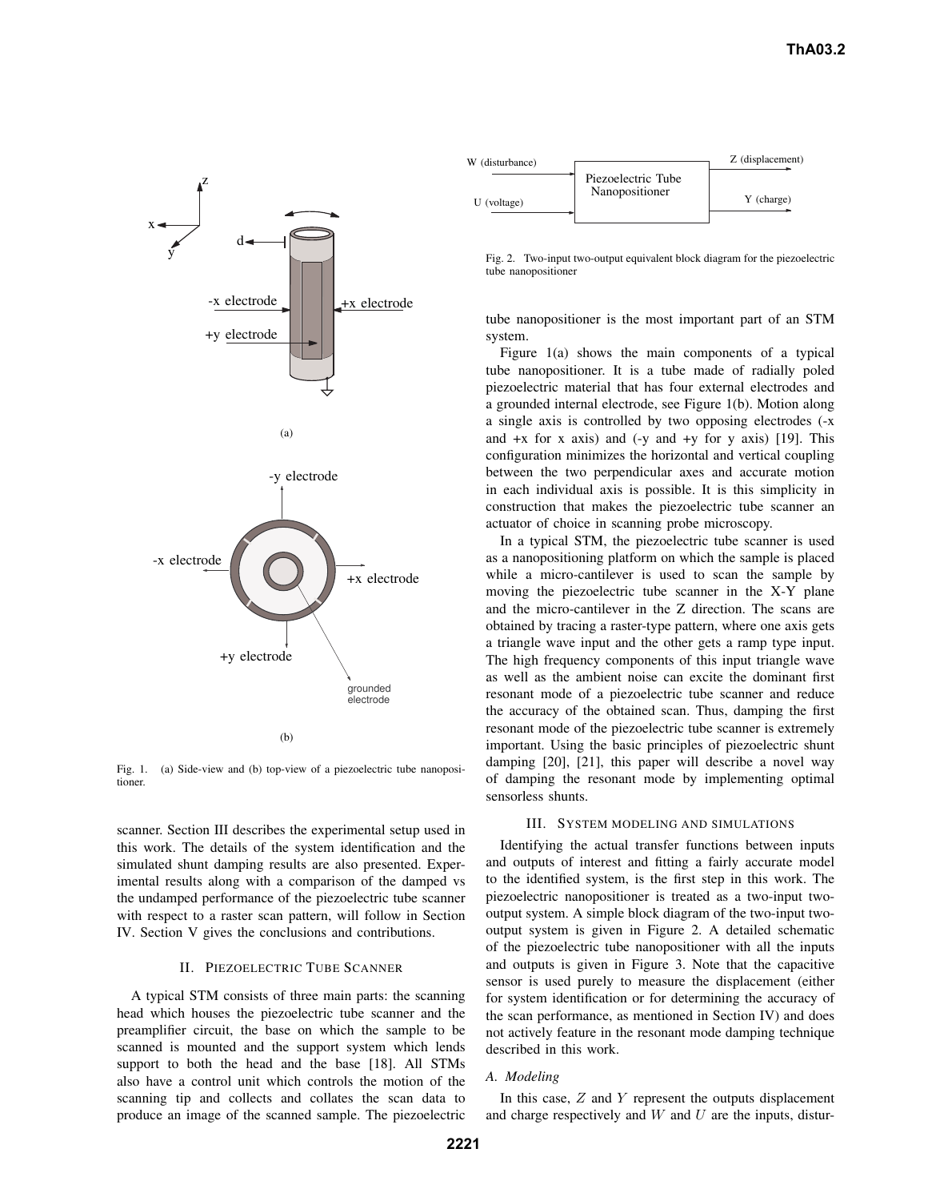Fig. 1. (a) Side-view and (b) top-view of a piezoelectric tube nanopositioner.

scanner. Section III describes the experimental setup used in this work. The details of the system identification and the simulated shunt damping results are also presented. Experimental results along with a comparison of the damped vs the undamped performance of the piezoelectric tube scanner with respect to a raster scan pattern, will follow in Section IV. Section V gives the conclusions and contributions.

## II. Piezoelectric Tube Scanner

A typical STM consists of three main parts: the scanning head which houses the piezoelectric tube scanner and the preamplifier circuit, the base on which the sample to be scanned is mounted and the support system which lends support to both the head and the base [18]. All STMs also have a control unit which controls the motion of the scanning tip and collects and collates the scan data to produce an image of the scanned sample. The piezoelectric tube nanopositioner is the most important part of an STM system.

Fig. 2. Two-input two-output equivalent block diagram for the piezoelectric tube nanopositioner

Figure 1(a) shows the main components of a typical tube nanopositioner. It is a tube made of radially poled piezoelectric material that has four external electrodes and a grounded internal electrode, see Figure 1(b). Motion along a single axis is controlled by two opposing electrodes (-x and +x for x axis) and (-y and +y for y axis) [19]. This configuration minimizes the horizontal and vertical coupling between the two perpendicular axes and accurate motion in each individual axis is possible. It is this simplicity in construction that makes the piezoelectric tube scanner an actuator of choice in scanning probe microscopy.

In a typical STM, the piezoelectric tube scanner is used as a nanopositioning platform on which the sample is placed while a micro-cantilever is used to scan the sample by moving the piezoelectric tube scanner in the X-Y plane and the micro-cantilever in the Z direction. The scans are obtained by tracing a raster-type pattern, where one axis gets a triangle wave input and the other gets a ramp type input. The high frequency components of this input triangle wave as well as the ambient noise can excite the dominant first resonant mode of a piezoelectric tube scanner and reduce the accuracy of the obtained scan. Thus, damping the first resonant mode of the piezoelectric tube scanner is extremely important. Using the basic principles of piezoelectric shunt damping [20], [21], this paper will describe a novel way of damping the resonant mode by implementing optimal sensorless shunts.

## III. System Modeling and Simulations

Identifying the actual transfer functions between inputs and outputs of interest and fitting a fairly accurate model to the identified system, is the first step in this work. The piezoelectric nanopositioner is treated as a two-input two-output system. A simple block diagram of the two-input two-output system is given in Figure 2. A detailed schematic of the piezoelectric tube nanopositioner with all the inputs and outputs is given in Figure 3. Note that the capacitive sensor is used purely to measure the displacement (either for system identification or for determining the accuracy of the scan performance, as mentioned in Section IV) and does not actively feature in the resonant mode damping technique described in this work.

### A. Modeling

In this case, $Z$ and $Y$ represent the outputs displacement and charge respectively and $W$ and $U$ are the inputs, distur-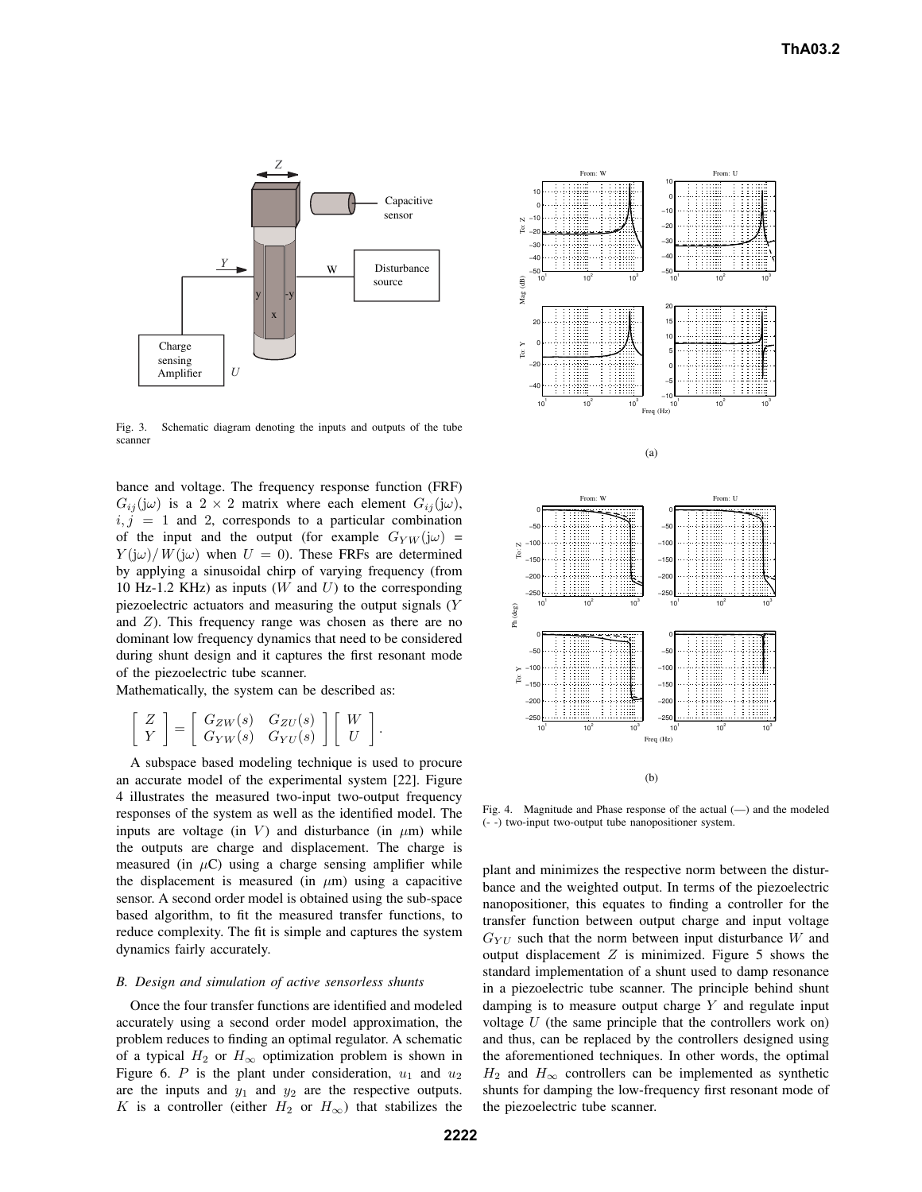Fig. 3. Schematic diagram denoting the inputs and outputs of the tube scanner

bance and voltage. The frequency response function (FRF) $G_{ij}(\mathrm{j}\omega)$ is a $2 \times 2$ matrix where each element $G_{ij}(\mathrm{j}\omega)$, $i, j = 1$ and 2, corresponds to a particular combination of the input and the output (for example $G_{YW}(\mathrm{j}\omega) = Y(\mathrm{j}\omega)/W(\mathrm{j}\omega)$ when $U = 0$). These FRFs are determined by applying a sinusoidal chirp of varying frequency (from 10 Hz-1.2 KHz) as inputs ($W$ and $U$) to the corresponding piezoelectric actuators and measuring the output signals ($Y$ and $Z$). This frequency range was chosen as there are no dominant low frequency dynamics that need to be considered during shunt design and it captures the first resonant mode of the piezoelectric tube scanner.

Mathematically, the system can be described as:

$$\begin{bmatrix} Z \\ Y \end{bmatrix} = \begin{bmatrix} G_{ZW}(s) & G_{ZU}(s) \\ G_{YW}(s) & G_{YU}(s) \end{bmatrix} \begin{bmatrix} W \\ U \end{bmatrix}.$$

A subspace based modeling technique is used to procure an accurate model of the experimental system [22]. Figure 4 illustrates the measured two-input two-output frequency responses of the system as well as the identified model. The inputs are voltage (in $V$) and disturbance (in $\mu$m) while the outputs are charge and displacement. The charge is measured (in $\mu$C) using a charge sensing amplifier while the displacement is measured (in $\mu$m) using a capacitive sensor. A second order model is obtained using the sub-space based algorithm, to fit the measured transfer functions, to reduce complexity. The fit is simple and captures the system dynamics fairly accurately.

### B. Design and simulation of active sensorless shunts

Once the four transfer functions are identified and modeled accurately using a second order model approximation, the problem reduces to finding an optimal regulator. A schematic of a typical $H_2$ or $H_\infty$ optimization problem is shown in Figure 6. $P$ is the plant under consideration, $u_1$ and $u_2$ are the inputs and $y_1$ and $y_2$ are the respective outputs. $K$ is a controller (either $H_2$ or $H_\infty$) that stabilizes the plant and minimizes the respective norm between the disturbance and the weighted output. In terms of the piezoelectric nanopositioner, this equates to finding a controller for the transfer function between output charge and input voltage $G_{YU}$ such that the norm between input disturbance $W$ and output displacement $Z$ is minimized. Figure 5 shows the standard implementation of a shunt used to damp resonance in a piezoelectric tube scanner. The principle behind shunt damping is to measure output charge $Y$ and regulate input voltage $U$ (the same principle that the controllers work on) and thus, can be replaced by the controllers designed using the aforementioned techniques. In other words, the optimal $H_2$ and $H_\infty$ controllers can be implemented as synthetic shunts for damping the low-frequency first resonant mode of the piezoelectric tube scanner.

(a)

(b)

Fig. 4. Magnitude and Phase response of the actual (—) and the modeled (- -) two-input two-output tube nanopositioner system.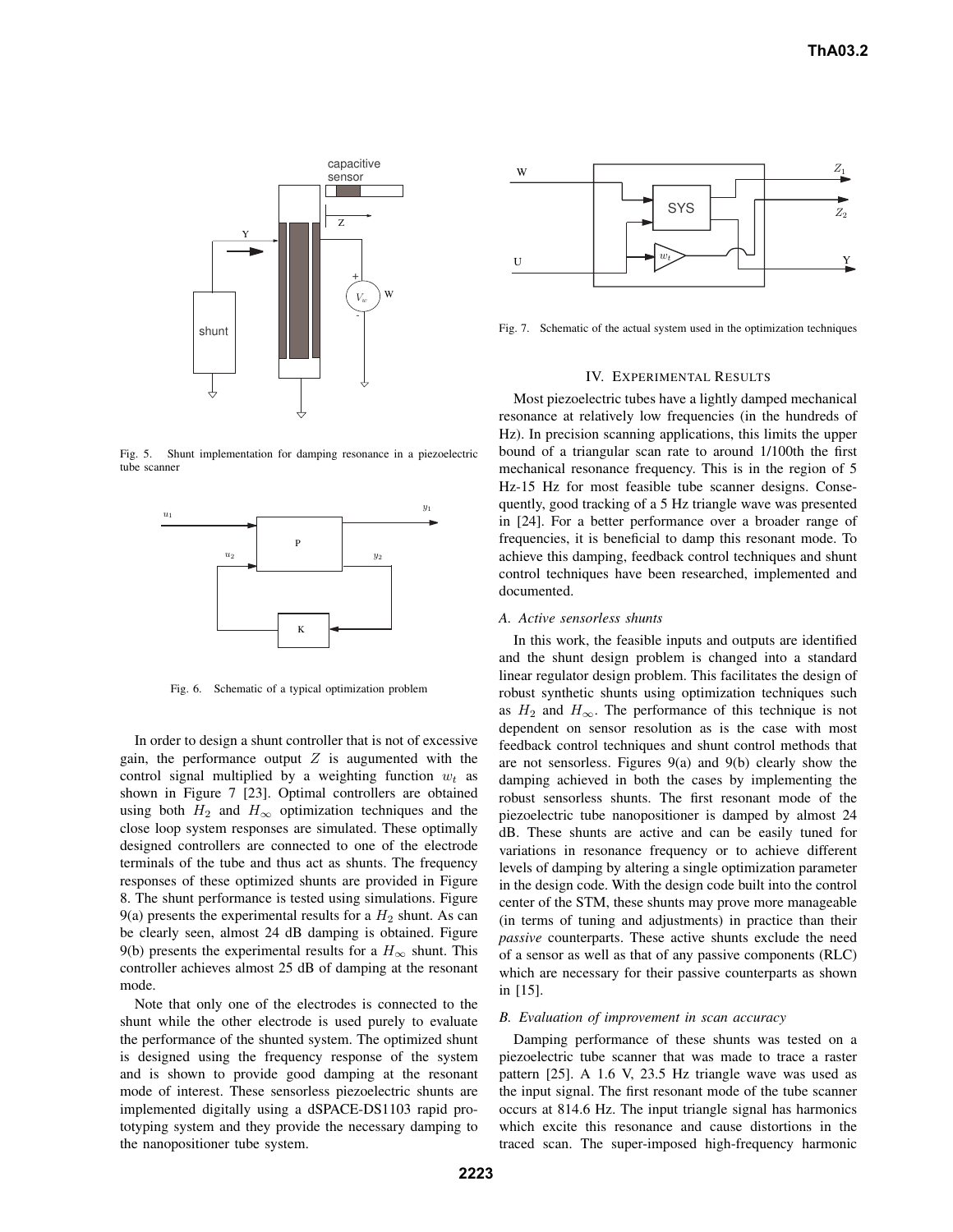Fig. 5. Shunt implementation for damping resonance in a piezoelectric tube scanner

Fig. 6. Schematic of a typical optimization problem

In order to design a shunt controller that is not of excessive gain, the performance output $Z$ is augumented with the control signal multiplied by a weighting function $w_t$ as shown in Figure 7 [23]. Optimal controllers are obtained using both $H_2$ and $H_\infty$ optimization techniques and the close loop system responses are simulated. These optimally designed controllers are connected to one of the electrode terminals of the tube and thus act as shunts. The frequency responses of these optimized shunts are provided in Figure 8. The shunt performance is tested using simulations. Figure 9(a) presents the experimental results for a $H_2$ shunt. As can be clearly seen, almost 24 dB damping is obtained. Figure 9(b) presents the experimental results for a $H_\infty$ shunt. This controller achieves almost 25 dB of damping at the resonant mode.

Note that only one of the electrodes is connected to the shunt while the other electrode is used purely to evaluate the performance of the shunted system. The optimized shunt is designed using the frequency response of the system and is shown to provide good damping at the resonant mode of interest. These sensorless piezoelectric shunts are implemented digitally using a dSPACE-DS1103 rapid prototyping system and they provide the necessary damping to the nanopositioner tube system.

Fig. 7. Schematic of the actual system used in the optimization techniques

## IV. Experimental Results

Most piezoelectric tubes have a lightly damped mechanical resonance at relatively low frequencies (in the hundreds of Hz). In precision scanning applications, this limits the upper bound of a triangular scan rate to around 1/100th the first mechanical resonance frequency. This is in the region of 5 Hz-15 Hz for most feasible tube scanner designs. Consequently, good tracking of a 5 Hz triangle wave was presented in [24]. For a better performance over a broader range of frequencies, it is beneficial to damp this resonant mode. To achieve this damping, feedback control techniques and shunt control techniques have been researched, implemented and documented.

### *A. Active sensorless shunts*

In this work, the feasible inputs and outputs are identified and the shunt design problem is changed into a standard linear regulator design problem. This facilitates the design of robust synthetic shunts using optimization techniques such as $H_2$ and $H_\infty$. The performance of this technique is not dependent on sensor resolution as is the case with most feedback control techniques and shunt control methods that are not sensorless. Figures 9(a) and 9(b) clearly show the damping achieved in both the cases by implementing the robust sensorless shunts. The first resonant mode of the piezoelectric tube nanopositioner is damped by almost 24 dB. These shunts are active and can be easily tuned for variations in resonance frequency or to achieve different levels of damping by altering a single optimization parameter in the design code. With the design code built into the control center of the STM, these shunts may prove more manageable (in terms of tuning and adjustments) in practice than their *passive* counterparts. These active shunts exclude the need of a sensor as well as that of any passive components (RLC) which are necessary for their passive counterparts as shown in [15].

### *B. Evaluation of improvement in scan accuracy*

Damping performance of these shunts was tested on a piezoelectric tube scanner that was made to trace a raster pattern [25]. A 1.6 V, 23.5 Hz triangle wave was used as the input signal. The first resonant mode of the tube scanner occurs at 814.6 Hz. The input triangle signal has harmonics which excite this resonance and cause distortions in the traced scan. The super-imposed high-frequency harmonic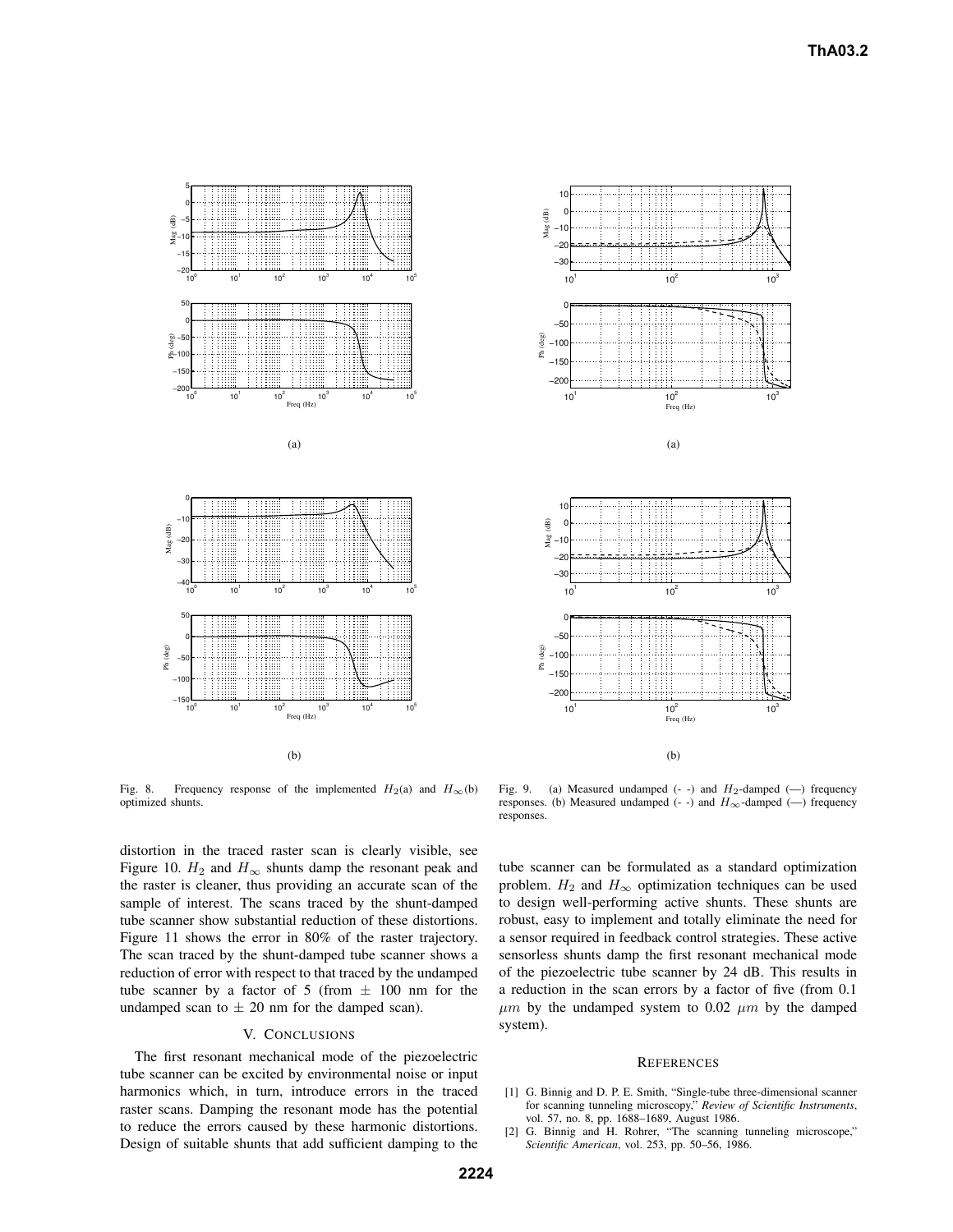(a)

(b)

Fig. 8. Frequency response of the implemented $H_2$(a) and $H_\infty$(b) optimized shunts.

(a)

(b)

Fig. 9. (a) Measured undamped (- -) and $H_2$-damped (—) frequency responses. (b) Measured undamped (- -) and $H_\infty$-damped (—) frequency responses.

distortion in the traced raster scan is clearly visible, see Figure 10. $H_2$ and $H_\infty$ shunts damp the resonant peak and the raster is cleaner, thus providing an accurate scan of the sample of interest. The scans traced by the shunt-damped tube scanner show substantial reduction of these distortions. Figure 11 shows the error in 80% of the raster trajectory. The scan traced by the shunt-damped tube scanner shows a reduction of error with respect to that traced by the undamped tube scanner by a factor of 5 (from $\pm$ 100 nm for the undamped scan to $\pm$ 20 nm for the damped scan).

## V. Conclusions

The first resonant mechanical mode of the piezoelectric tube scanner can be excited by environmental noise or input harmonics which, in turn, introduce errors in the traced raster scans. Damping the resonant mode has the potential to reduce the errors caused by these harmonic distortions. Design of suitable shunts that add sufficient damping to the tube scanner can be formulated as a standard optimization problem. $H_2$ and $H_\infty$ optimization techniques can be used to design well-performing active shunts. These shunts are robust, easy to implement and totally eliminate the need for a sensor required in feedback control strategies. These active sensorless shunts damp the first resonant mechanical mode of the piezoelectric tube scanner by 24 dB. This results in a reduction in the scan errors by a factor of five (from 0.1 $\mu m$ by the undamped system to 0.02 $\mu m$ by the damped system).

## References

[1] G. Binnig and D. P. E. Smith, "Single-tube three-dimensional scanner for scanning tunneling microscopy," *Review of Scientific Instruments*, vol. 57, no. 8, pp. 1688–1689, August 1986.

[2] G. Binnig and H. Rohrer, "The scanning tunneling microscope," *Scientific American*, vol. 253, pp. 50–56, 1986.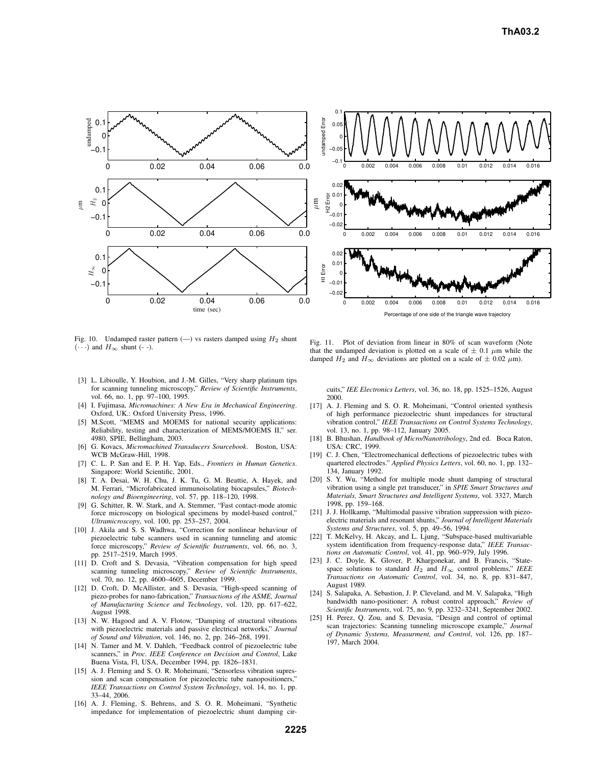undamped
0.1
0
–0.1
0 0.02 0.04 0.06 0.0

μm $H_2$
0.1
0
–0.1
0 0.02 0.04 0.06 0.0

$H_\infty$
0.1
0
–0.1
0 0.02 0.04 0.06 0.0
time (sec)

Fig. 10. Undamped raster pattern (—) vs rasters damped using $H_2$ shunt $(\cdots)$ and $H_\infty$ shunt (- -).

undamped Error
0.1
0.05
0
–0.05
–0.1
0 0.002 0.004 0.006 0.008 0.01 0.012 0.014 0.016

μm H2 Error
0.02
0.01
0
–0.01
–0.02
0 0.002 0.004 0.006 0.008 0.01 0.012 0.014 0.016

HI Error
0.02
0.01
0
–0.01
–0.02
0 0.002 0.004 0.006 0.008 0.01 0.012 0.014 0.016
Percentage of one side of the triangle wave trajectory

Fig. 11. Plot of deviation from linear in 80% of scan waveform (Note that the undamped deviation is plotted on a scale of $\pm$ 0.1 $\mu$m while the damped $H_2$ and $H_\infty$ deviations are plotted on a scale of $\pm$ 0.02 $\mu$m).

[3] L. Libioulle, Y. Houbion, and J.-M. Gilles, "Very sharp platinum tips for scanning tunneling microscopy," *Review of Scientific Instruments*, vol. 66, no. 1, pp. 97–100, 1995.

[4] I. Fujimasa, *Micromachines: A New Era in Mechanical Engineering*. Oxford, UK.: Oxford University Press, 1996.

[5] M.Scott, "MEMS and MOEMS for national security applications: Reliability, testing and characterization of MEMS/MOEMS II," ser. 4980, SPIE, Bellingham, 2003.

[6] G. Kovacs, *Micromachined Transducers Sourcebook*. Boston, USA: WCB McGraw-Hill, 1998.

[7] C. L. P. San and E. P. H. Yap, Eds., *Frontiers in Human Genetics*. Singapore: World Scientific, 2001.

[8] T. A. Desai, W. H. Chu, J. K. Tu, G. M. Beattie, A. Hayek, and M. Ferrari, "Microfabricated immunoisolating biocapsules," *Biotechnology and Bioengineering*, vol. 57, pp. 118–120, 1998.

[9] G. Schitter, R. W. Stark, and A. Stemmer, "Fast contact-mode atomic force microscopy on biological specimens by model-based control," *Ultramicroscopy*, vol. 100, pp. 253–257, 2004.

[10] J. Akila and S. S. Wadhwa, "Correction for nonlinear behaviour of piezoelectric tube scanners used in scanning tunneling and atomic force microscopy," *Review of Scientific Instruments*, vol. 66, no. 3, pp. 2517–2519, March 1995.

[11] D. Croft and S. Devasia, "Vibration compensation for high speed scanning tunneling microscopy," *Review of Scientific Instruments*, vol. 70, no. 12, pp. 4600–4605, December 1999.

[12] D. Croft, D. McAllister, and S. Devasia, "High-speed scanning of piezo-probes for nano-fabrication," *Transactions of the ASME, Journal of Manufacturing Science and Technology*, vol. 120, pp. 617–622, August 1998.

[13] N. W. Hagood and A. V. Flotow, "Damping of structural vibrations with piezoelectric materials and passive electrical networks," *Journal of Sound and Vibration*, vol. 146, no. 2, pp. 246–268, 1991.

[14] N. Tamer and M. V. Dahleh, "Feedback control of piezoelectric tube scanners," in *Proc. IEEE Conference on Decision and Control*, Lake Buena Vista, Fl, USA, December 1994, pp. 1826–1831.

[15] A. J. Fleming and S. O. R. Moheimani, "Sensorless vibration supression and scan compensation for piezoelectric tube nanopositioners," *IEEE Transactions on Control System Technology*, vol. 14, no. 1, pp. 33–44, 2006.

[16] A. J. Fleming, S. Behrens, and S. O. R. Moheimani, "Synthetic impedance for implementation of piezoelectric shunt damping circuits," *IEE Electronics Letters*, vol. 36, no. 18, pp. 1525–1526, August 2000.

[17] A. J. Fleming and S. O. R. Moheimani, "Control oriented synthesis of high performance piezoelectric shunt impedances for structural vibration control," *IEEE Transactions on Control Systems Technology*, vol. 13, no. 1, pp. 98–112, January 2005.

[18] B. Bhushan, *Handbook of Micro/Nanotribology*, 2nd ed. Boca Raton, USA: CRC, 1999.

[19] C. J. Chen, "Electromechanical deflections of piezoelectric tubes with quartered electrodes." *Applied Physics Letters*, vol. 60, no. 1, pp. 132–134, January 1992.

[20] S. Y. Wu, "Method for multiple mode shunt damping of structural vibration using a single pzt transducer," in *SPIE Smart Structures and Materials, Smart Structures and Intelligent Systems*, vol. 3327, March 1998, pp. 159–168.

[21] J. J. Hollkamp, "Multimodal passive vibration suppression with piezoelectric materials and resonant shunts," *Journal of Intelligent Materials Systems and Structures*, vol. 5, pp. 49–56, 1994.

[22] T. McKelvy, H. Akcay, and L. Ljung, "Subspace-based multivariable system identification from frequency-response data," *IEEE Transactions on Automatic Control*, vol. 41, pp. 960–979, July 1996.

[23] J. C. Doyle, K. Glover, P. Khargonekar, and B. Francis, "State-space solutions to standard $H_2$ and $H_\infty$ control problems," *IEEE Transactions on Automatic Control*, vol. 34, no. 8, pp. 831–847, August 1989.

[24] S. Salapaka, A. Sebastion, J. P. Cleveland, and M. V. Salapaka, "High bandwidth nano-positioner: A robust control approach," *Review of Scientific Instruments*, vol. 75, no. 9, pp. 3232–3241, September 2002.

[25] H. Perez, Q. Zou, and S. Devasia, "Design and control of optimal scan trajectories: Scanning tunneling microscope example," *Journal of Dynamic Systems, Measurment, and Control*, vol. 126, pp. 187–197, March 2004.